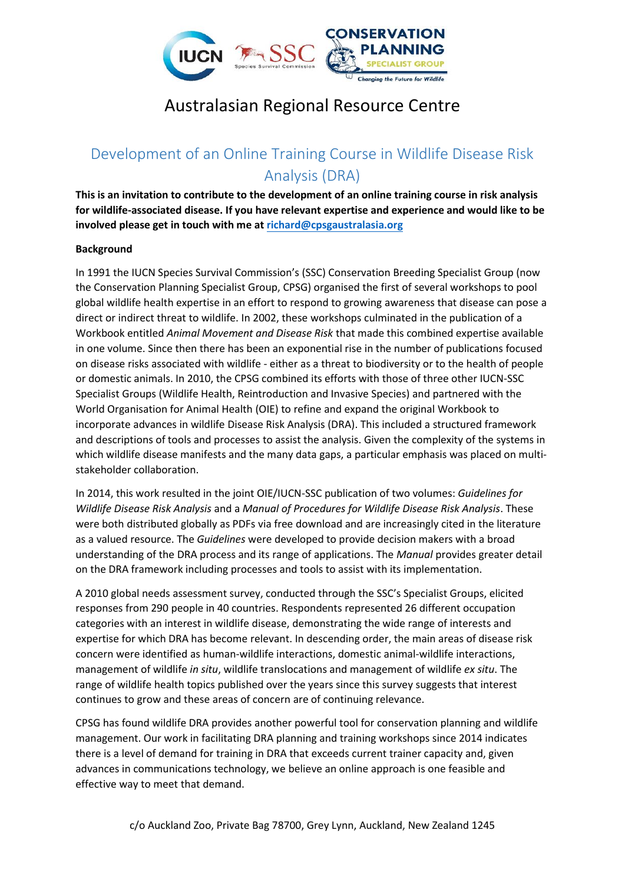# Australasian Regional Resource Centre

## Development of an Online Training Course in Wildlife Disease Risk Analysis (DRA)

**This is an invitation to contribute to the development of an online training course in risk analysis for wildlife-associated disease. If you have relevant expertise and experience and would like to be involved please get in touch with me at richard@cpsgaustralasia.org**

**Background**

In 1991 the IUCN Species Survival Commission's (SSC) Conservation Breeding Specialist Group (now the Conservation Planning Specialist Group, CPSG) organised the first of several workshops to pool global wildlife health expertise in an effort to respond to growing awareness that disease can pose a direct or indirect threat to wildlife. In 2002, these workshops culminated in the publication of a Workbook entitled *Animal Movement and Disease Risk* that made this combined expertise available in one volume. Since then there has been an exponential rise in the number of publications focused on disease risks associated with wildlife - either as a threat to biodiversity or to the health of people or domestic animals. In 2010, the CPSG combined its efforts with those of three other IUCN-SSC Specialist Groups (Wildlife Health, Reintroduction and Invasive Species) and partnered with the World Organisation for Animal Health (OIE) to refine and expand the original Workbook to incorporate advances in wildlife Disease Risk Analysis (DRA). This included a structured framework and descriptions of tools and processes to assist the analysis. Given the complexity of the systems in which wildlife disease manifests and the many data gaps, a particular emphasis was placed on multi-stakeholder collaboration.

In 2014, this work resulted in the joint OIE/IUCN-SSC publication of two volumes: *Guidelines for Wildlife Disease Risk Analysis* and a *Manual of Procedures for Wildlife Disease Risk Analysis*. These were both distributed globally as PDFs via free download and are increasingly cited in the literature as a valued resource. The *Guidelines* were developed to provide decision makers with a broad understanding of the DRA process and its range of applications. The *Manual* provides greater detail on the DRA framework including processes and tools to assist with its implementation.

A 2010 global needs assessment survey, conducted through the SSC's Specialist Groups, elicited responses from 290 people in 40 countries. Respondents represented 26 different occupation categories with an interest in wildlife disease, demonstrating the wide range of interests and expertise for which DRA has become relevant. In descending order, the main areas of disease risk concern were identified as human-wildlife interactions, domestic animal-wildlife interactions, management of wildlife *in situ*, wildlife translocations and management of wildlife *ex situ*. The range of wildlife health topics published over the years since this survey suggests that interest continues to grow and these areas of concern are of continuing relevance.

CPSG has found wildlife DRA provides another powerful tool for conservation planning and wildlife management. Our work in facilitating DRA planning and training workshops since 2014 indicates there is a level of demand for training in DRA that exceeds current trainer capacity and, given advances in communications technology, we believe an online approach is one feasible and effective way to meet that demand.

c/o Auckland Zoo, Private Bag 78700, Grey Lynn, Auckland, New Zealand 1245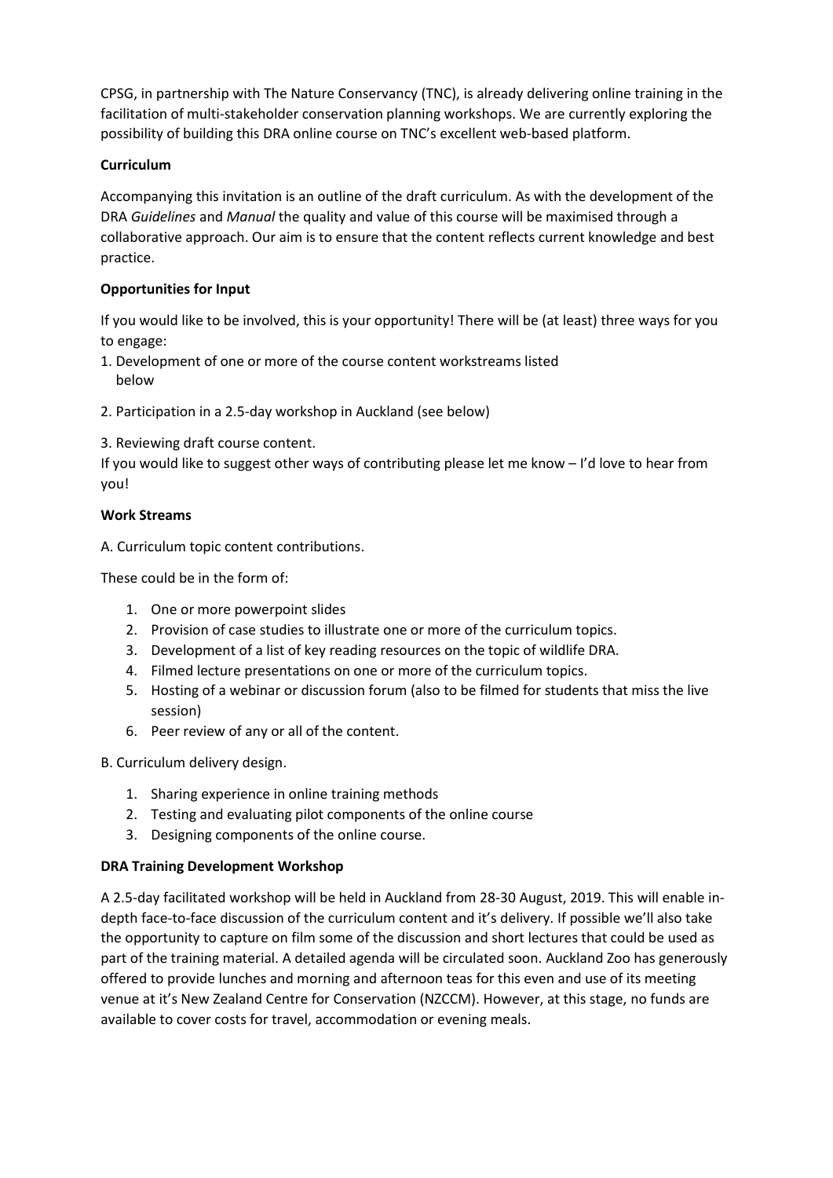CPSG, in partnership with The Nature Conservancy (TNC), is already delivering online training in the facilitation of multi-stakeholder conservation planning workshops. We are currently exploring the possibility of building this DRA online course on TNC's excellent web-based platform.

**Curriculum**

Accompanying this invitation is an outline of the draft curriculum. As with the development of the DRA *Guidelines* and *Manual* the quality and value of this course will be maximised through a collaborative approach. Our aim is to ensure that the content reflects current knowledge and best practice.

**Opportunities for Input**

If you would like to be involved, this is your opportunity! There will be (at least) three ways for you to engage:

1. Development of one or more of the course content workstreams listed below
2. Participation in a 2.5-day workshop in Auckland (see below)
3. Reviewing draft course content.

If you would like to suggest other ways of contributing please let me know – I'd love to hear from you!

**Work Streams**

A. Curriculum topic content contributions.

These could be in the form of:

1. One or more powerpoint slides
2. Provision of case studies to illustrate one or more of the curriculum topics.
3. Development of a list of key reading resources on the topic of wildlife DRA.
4. Filmed lecture presentations on one or more of the curriculum topics.
5. Hosting of a webinar or discussion forum (also to be filmed for students that miss the live session)
6. Peer review of any or all of the content.

B. Curriculum delivery design.

1. Sharing experience in online training methods
2. Testing and evaluating pilot components of the online course
3. Designing components of the online course.

**DRA Training Development Workshop**

A 2.5-day facilitated workshop will be held in Auckland from 28-30 August, 2019. This will enable in-depth face-to-face discussion of the curriculum content and it's delivery. If possible we'll also take the opportunity to capture on film some of the discussion and short lectures that could be used as part of the training material. A detailed agenda will be circulated soon. Auckland Zoo has generously offered to provide lunches and morning and afternoon teas for this even and use of its meeting venue at it's New Zealand Centre for Conservation (NZCCM). However, at this stage, no funds are available to cover costs for travel, accommodation or evening meals.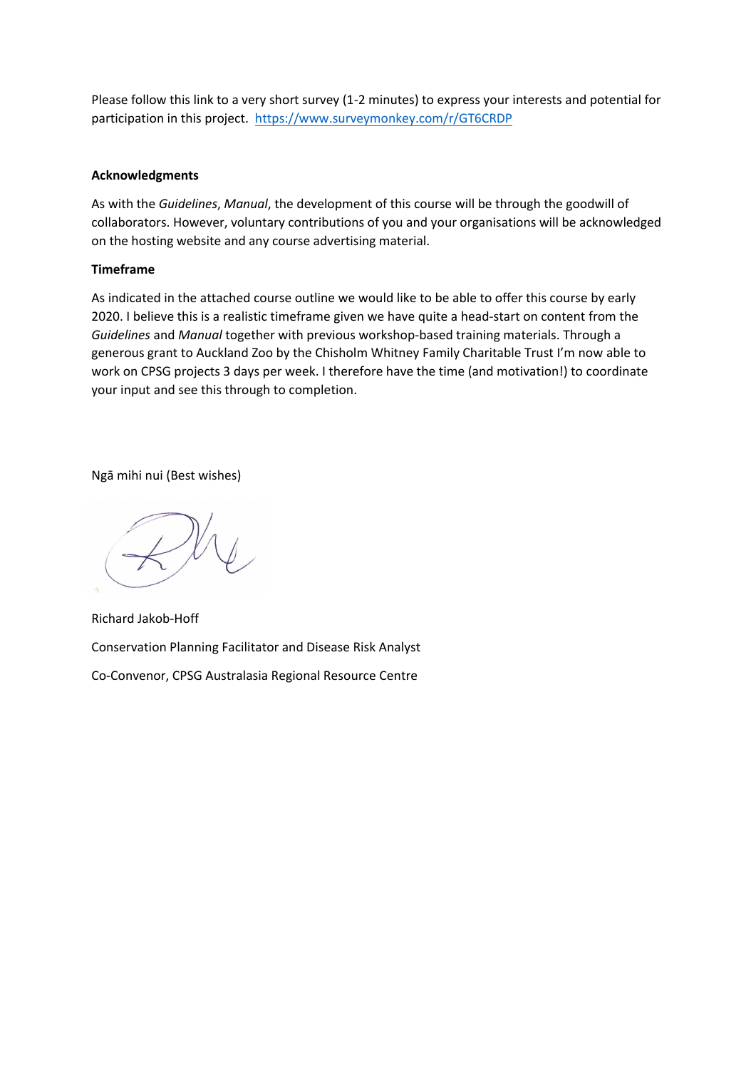Please follow this link to a very short survey (1-2 minutes) to express your interests and potential for participation in this project. https://www.surveymonkey.com/r/GT6CRDP

**Acknowledgments**

As with the *Guidelines*, *Manual*, the development of this course will be through the goodwill of collaborators. However, voluntary contributions of you and your organisations will be acknowledged on the hosting website and any course advertising material.

**Timeframe**

As indicated in the attached course outline we would like to be able to offer this course by early 2020. I believe this is a realistic timeframe given we have quite a head-start on content from the *Guidelines* and *Manual* together with previous workshop-based training materials. Through a generous grant to Auckland Zoo by the Chisholm Whitney Family Charitable Trust I'm now able to work on CPSG projects 3 days per week. I therefore have the time (and motivation!) to coordinate your input and see this through to completion.

Ngā mihi nui (Best wishes)

Richard Jakob-Hoff

Conservation Planning Facilitator and Disease Risk Analyst

Co-Convenor, CPSG Australasia Regional Resource Centre